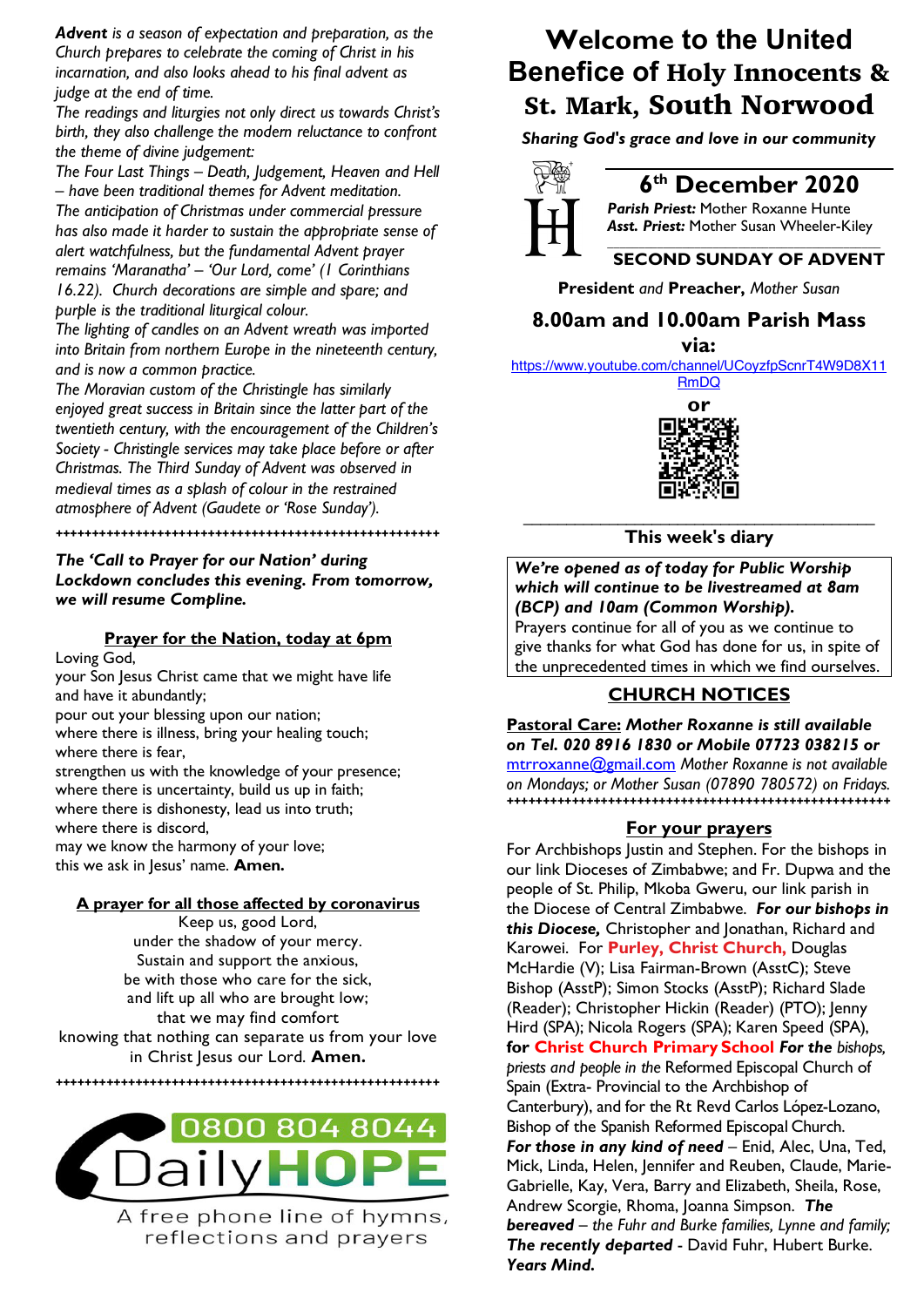*Advent is a season of expectation and preparation, as the Church prepares to celebrate the coming of Christ in his incarnation, and also looks ahead to his final advent as judge at the end of time.*

*The readings and liturgies not only direct us towards Christ's birth, they also challenge the modern reluctance to confront the theme of divine judgement:*

*The Four Last Things – Death, Judgement, Heaven and Hell – have been traditional themes for Advent meditation.*

*The anticipation of Christmas under commercial pressure has also made it harder to sustain the appropriate sense of alert watchfulness, but the fundamental Advent prayer remains 'Maranatha' – 'Our Lord, come' (1 Corinthians 16.22). Church decorations are simple and spare; and purple is the traditional liturgical colour.*

*The lighting of candles on an Advent wreath was imported into Britain from northern Europe in the nineteenth century, and is now a common practice.*

*The Moravian custom of the Christingle has similarly enjoyed great success in Britain since the latter part of the twentieth century, with the encouragement of the Children's Society - Christingle services may take place before or after Christmas. The Third Sunday of Advent was observed in medieval times as a splash of colour in the restrained atmosphere of Advent (Gaudete or 'Rose Sunday').*

++++++++++++++++++++++++++++++++++++++++++++++++++++++++

***The 'Call to Prayer for our Nation' during Lockdown concludes this evening. From tomorrow, we will resume Compline.***

**Prayer for the Nation, today at 6pm**

Loving God,
your Son Jesus Christ came that we might have life
and have it abundantly;
pour out your blessing upon our nation;
where there is illness, bring your healing touch;
where there is fear,
strengthen us with the knowledge of your presence;
where there is uncertainty, build us up in faith;
where there is dishonesty, lead us into truth;
where there is discord,
may we know the harmony of your love;
this we ask in Jesus' name. **Amen.**

**A prayer for all those affected by coronavirus**

Keep us, good Lord,
under the shadow of your mercy.
Sustain and support the anxious,
be with those who care for the sick,
and lift up all who are brought low;
that we may find comfort
knowing that nothing can separate us from your love
in Christ Jesus our Lord. **Amen.**

++++++++++++++++++++++++++++++++++++++++++++++++++++++++

0800 804 8044
DailyHOPE
A free phone line of hymns, reflections and prayers

# Welcome to the United Benefice of Holy Innocents & St. Mark, South Norwood

*Sharing God's grace and love in our community*

## 6th December 2020

***Parish Priest:*** Mother Roxanne Hunte
***Asst. Priest:*** Mother Susan Wheeler-Kiley

**SECOND SUNDAY OF ADVENT**

**President** *and* **Preacher,** *Mother Susan*

## 8.00am and 10.00am Parish Mass via:

https://www.youtube.com/channel/UCoyzfpScnrT4W9D8X11RmDQ

or

**This week's diary**

***We're opened as of today for Public Worship which will continue to be livestreamed at 8am (BCP) and 10am (Common Worship).***
Prayers continue for all of you as we continue to give thanks for what God has done for us, in spite of the unprecedented times in which we find ourselves.

## CHURCH NOTICES

**Pastoral Care:** ***Mother Roxanne is still available on Tel. 020 8916 1830 or Mobile 07723 038215 or*** mtrroxanne@gmail.com *Mother Roxanne is not available on Mondays; or Mother Susan (07890 780572) on Fridays.*

++++++++++++++++++++++++++++++++++++++++++++++++++++++++

**For your prayers**

For Archbishops Justin and Stephen. For the bishops in our link Dioceses of Zimbabwe; and Fr. Dupwa and the people of St. Philip, Mkoba Gweru, our link parish in the Diocese of Central Zimbabwe. ***For our bishops in this Diocese,*** Christopher and Jonathan, Richard and Karowei. For **Purley, Christ Church,** Douglas McHardie (V); Lisa Fairman-Brown (AsstC); Steve Bishop (AsstP); Simon Stocks (AsstP); Richard Slade (Reader); Christopher Hickin (Reader) (PTO); Jenny Hird (SPA); Nicola Rogers (SPA); Karen Speed (SPA), **for Christ Church Primary School** ***For the*** *bishops, priests and people in the* Reformed Episcopal Church of Spain (Extra- Provincial to the Archbishop of Canterbury), and for the Rt Revd Carlos López-Lozano, Bishop of the Spanish Reformed Episcopal Church. ***For those in any kind of need*** – Enid, Alec, Una, Ted, Mick, Linda, Helen, Jennifer and Reuben, Claude, Marie-Gabrielle, Kay, Vera, Barry and Elizabeth, Sheila, Rose, Andrew Scorgie, Rhoma, Joanna Simpson. ***The bereaved*** – *the Fuhr and Burke families, Lynne and family;* ***The recently departed*** - David Fuhr, Hubert Burke. ***Years Mind.***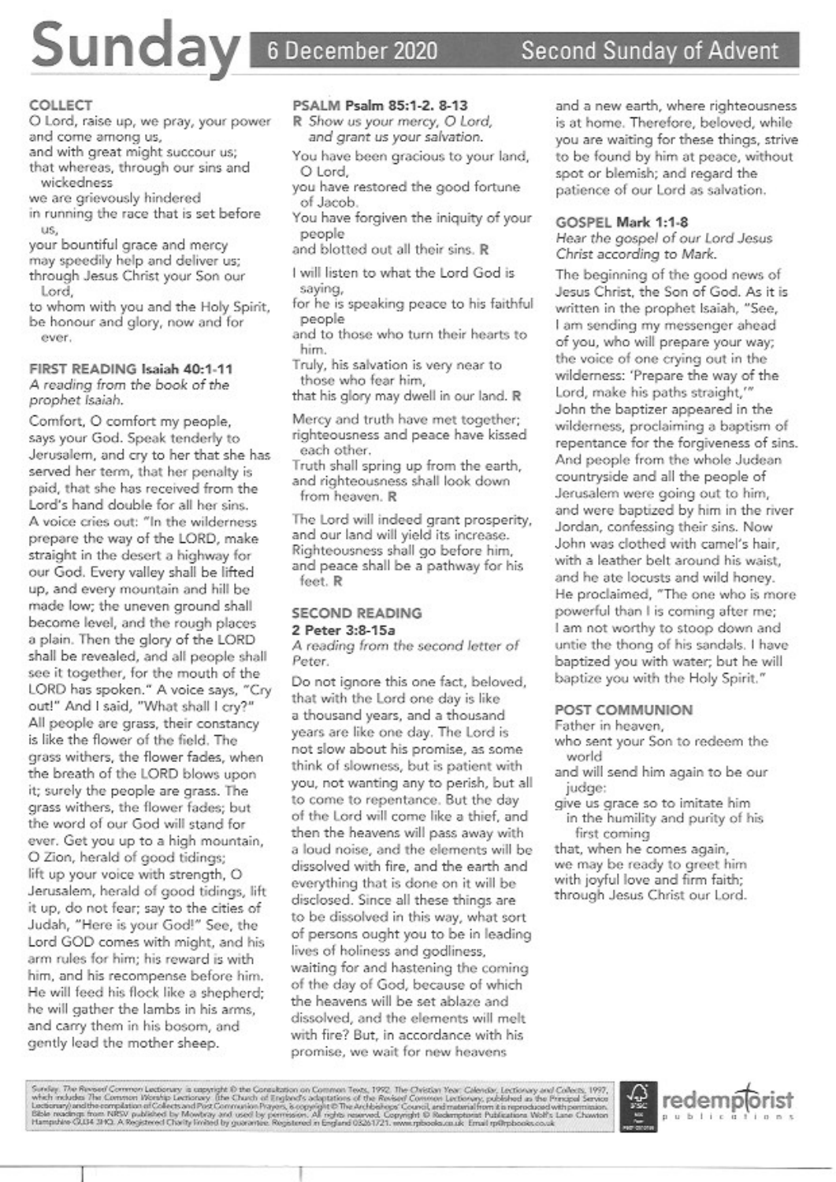# Sunday 6 December 2020 Second Sunday of Advent

**COLLECT**

O Lord, raise up, we pray, your power
and come among us,
and with great might succour us;
that whereas, through our sins and wickedness
we are grievously hindered
in running the race that is set before us,
your bountiful grace and mercy
may speedily help and deliver us;
through Jesus Christ your Son our Lord,
to whom with you and the Holy Spirit,
be honour and glory, now and for ever.

**FIRST READING Isaiah 40:1-11**

*A reading from the book of the prophet Isaiah.*

Comfort, O comfort my people, says your God. Speak tenderly to Jerusalem, and cry to her that she has served her term, that her penalty is paid, that she has received from the Lord's hand double for all her sins. A voice cries out: "In the wilderness prepare the way of the LORD, make straight in the desert a highway for our God. Every valley shall be lifted up, and every mountain and hill be made low; the uneven ground shall become level, and the rough places a plain. Then the glory of the LORD shall be revealed, and all people shall see it together, for the mouth of the LORD has spoken." A voice says, "Cry out!" And I said, "What shall I cry?" All people are grass, their constancy is like the flower of the field. The grass withers, the flower fades, when the breath of the LORD blows upon it; surely the people are grass. The grass withers, the flower fades; but the word of our God will stand for ever. Get you up to a high mountain, O Zion, herald of good tidings; lift up your voice with strength, O Jerusalem, herald of good tidings, lift it up, do not fear; say to the cities of Judah, "Here is your God!" See, the Lord GOD comes with might, and his arm rules for him; his reward is with him, and his recompense before him. He will feed his flock like a shepherd; he will gather the lambs in his arms, and carry them in his bosom, and gently lead the mother sheep.

**PSALM Psalm 85:1-2. 8-13**

R *Show us your mercy, O Lord, and grant us your salvation.*

You have been gracious to your land, O Lord,
you have restored the good fortune of Jacob.
You have forgiven the iniquity of your people
and blotted out all their sins. R

I will listen to what the Lord God is saying,
for he is speaking peace to his faithful people
and to those who turn their hearts to him.
Truly, his salvation is very near to those who fear him,
that his glory may dwell in our land. R

Mercy and truth have met together;
righteousness and peace have kissed each other.
Truth shall spring up from the earth,
and righteousness shall look down from heaven. R

The Lord will indeed grant prosperity,
and our land will yield its increase.
Righteousness shall go before him,
and peace shall be a pathway for his feet. R

**SECOND READING 2 Peter 3:8-15a**

*A reading from the second letter of Peter.*

Do not ignore this one fact, beloved, that with the Lord one day is like a thousand years, and a thousand years are like one day. The Lord is not slow about his promise, as some think of slowness, but is patient with you, not wanting any to perish, but all to come to repentance. But the day of the Lord will come like a thief, and then the heavens will pass away with a loud noise, and the elements will be dissolved with fire, and the earth and everything that is done on it will be disclosed. Since all these things are to be dissolved in this way, what sort of persons ought you to be in leading lives of holiness and godliness, waiting for and hastening the coming of the day of God, because of which the heavens will be set ablaze and dissolved, and the elements will melt with fire? But, in accordance with his promise, we wait for new heavens and a new earth, where righteousness is at home. Therefore, beloved, while you are waiting for these things, strive to be found by him at peace, without spot or blemish; and regard the patience of our Lord as salvation.

**GOSPEL Mark 1:1-8**

*Hear the gospel of our Lord Jesus Christ according to Mark.*

The beginning of the good news of Jesus Christ, the Son of God. As it is written in the prophet Isaiah, "See, I am sending my messenger ahead of you, who will prepare your way; the voice of one crying out in the wilderness: 'Prepare the way of the Lord, make his paths straight,'" John the baptizer appeared in the wilderness, proclaiming a baptism of repentance for the forgiveness of sins. And people from the whole Judean countryside and all the people of Jerusalem were going out to him, and were baptized by him in the river Jordan, confessing their sins. Now John was clothed with camel's hair, with a leather belt around his waist, and he ate locusts and wild honey. He proclaimed, "The one who is more powerful than I is coming after me; I am not worthy to stoop down and untie the thong of his sandals. I have baptized you with water; but he will baptize you with the Holy Spirit."

**POST COMMUNION**

Father in heaven,
who sent your Son to redeem the world
and will send him again to be our judge:
give us grace so to imitate him
in the humility and purity of his first coming
that, when he comes again,
we may be ready to greet him
with joyful love and firm faith;
through Jesus Christ our Lord.

Sunday. The Revised Common Lectionary is copyright © the Consultation on Common Texts, 1992. The Christian Year: Calendar, Lectionary and Collects, 1997, which includes The Common Worship Lectionary (the Church of England's adaptations of the Revised Common Lectionary, published as the Principal Service Lectionary) and the compilation of Collects and Post Communion Prayers, is copyright © The Archbishops' Council, and material from it is reproduced with permission. Bible readings from NRSV published by Mowbray and used by permission. All rights reserved. Copyright © Redemptorist Publications Wolf's Lane Chawton Hampshire GU34 3HQ. A Registered Charity limited by guarantee. Registered in England 03261721. www.rpbooks.co.uk Email rp@rpbooks.co.uk

redemptorist publications